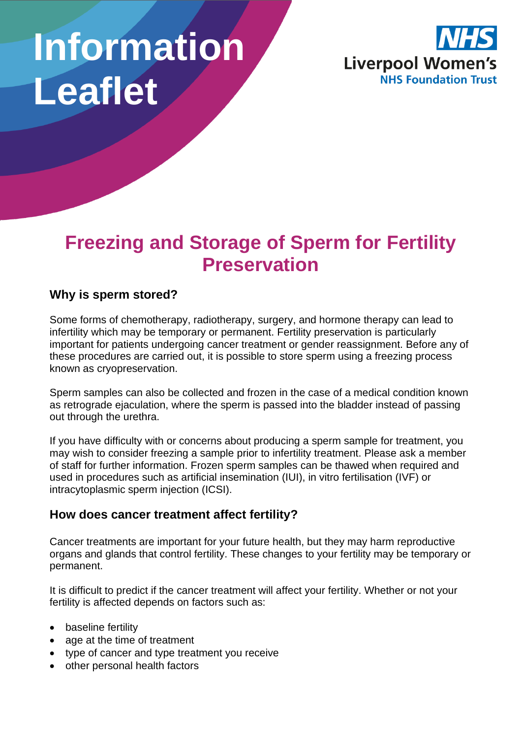# Information Leaflet

NHS
Liverpool Women's
NHS Foundation Trust

## Freezing and Storage of Sperm for Fertility Preservation

### Why is sperm stored?

Some forms of chemotherapy, radiotherapy, surgery, and hormone therapy can lead to infertility which may be temporary or permanent. Fertility preservation is particularly important for patients undergoing cancer treatment or gender reassignment. Before any of these procedures are carried out, it is possible to store sperm using a freezing process known as cryopreservation.

Sperm samples can also be collected and frozen in the case of a medical condition known as retrograde ejaculation, where the sperm is passed into the bladder instead of passing out through the urethra.

If you have difficulty with or concerns about producing a sperm sample for treatment, you may wish to consider freezing a sample prior to infertility treatment. Please ask a member of staff for further information. Frozen sperm samples can be thawed when required and used in procedures such as artificial insemination (IUI), in vitro fertilisation (IVF) or intracytoplasmic sperm injection (ICSI).

### How does cancer treatment affect fertility?

Cancer treatments are important for your future health, but they may harm reproductive organs and glands that control fertility. These changes to your fertility may be temporary or permanent.

It is difficult to predict if the cancer treatment will affect your fertility. Whether or not your fertility is affected depends on factors such as:

- baseline fertility
- age at the time of treatment
- type of cancer and type treatment you receive
- other personal health factors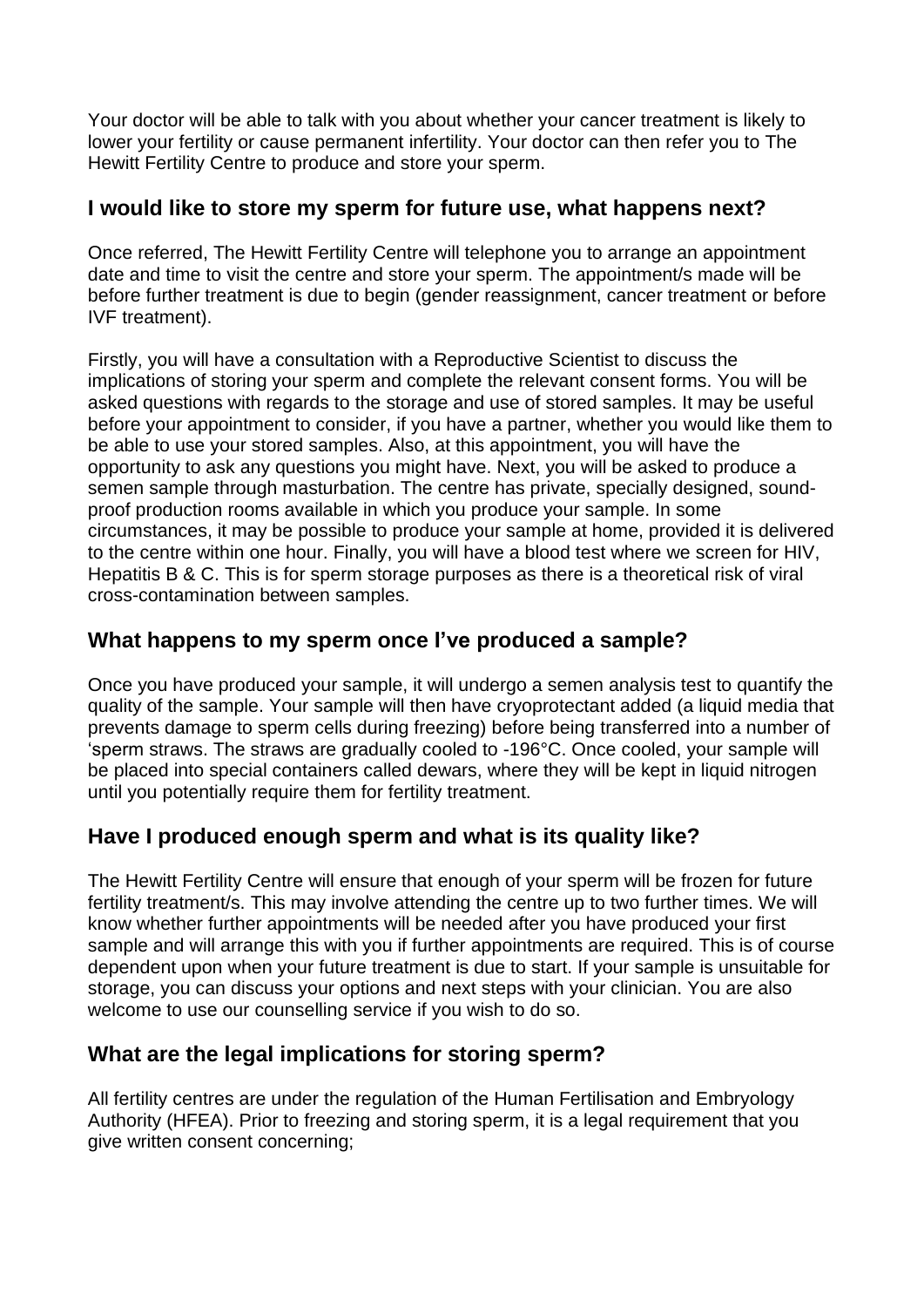Your doctor will be able to talk with you about whether your cancer treatment is likely to lower your fertility or cause permanent infertility. Your doctor can then refer you to The Hewitt Fertility Centre to produce and store your sperm.

## I would like to store my sperm for future use, what happens next?

Once referred, The Hewitt Fertility Centre will telephone you to arrange an appointment date and time to visit the centre and store your sperm. The appointment/s made will be before further treatment is due to begin (gender reassignment, cancer treatment or before IVF treatment).

Firstly, you will have a consultation with a Reproductive Scientist to discuss the implications of storing your sperm and complete the relevant consent forms. You will be asked questions with regards to the storage and use of stored samples. It may be useful before your appointment to consider, if you have a partner, whether you would like them to be able to use your stored samples. Also, at this appointment, you will have the opportunity to ask any questions you might have. Next, you will be asked to produce a semen sample through masturbation. The centre has private, specially designed, sound-proof production rooms available in which you produce your sample. In some circumstances, it may be possible to produce your sample at home, provided it is delivered to the centre within one hour. Finally, you will have a blood test where we screen for HIV, Hepatitis B & C. This is for sperm storage purposes as there is a theoretical risk of viral cross-contamination between samples.

## What happens to my sperm once I've produced a sample?

Once you have produced your sample, it will undergo a semen analysis test to quantify the quality of the sample. Your sample will then have cryoprotectant added (a liquid media that prevents damage to sperm cells during freezing) before being transferred into a number of 'sperm straws. The straws are gradually cooled to -196°C. Once cooled, your sample will be placed into special containers called dewars, where they will be kept in liquid nitrogen until you potentially require them for fertility treatment.

## Have I produced enough sperm and what is its quality like?

The Hewitt Fertility Centre will ensure that enough of your sperm will be frozen for future fertility treatment/s. This may involve attending the centre up to two further times. We will know whether further appointments will be needed after you have produced your first sample and will arrange this with you if further appointments are required. This is of course dependent upon when your future treatment is due to start. If your sample is unsuitable for storage, you can discuss your options and next steps with your clinician. You are also welcome to use our counselling service if you wish to do so.

## What are the legal implications for storing sperm?

All fertility centres are under the regulation of the Human Fertilisation and Embryology Authority (HFEA). Prior to freezing and storing sperm, it is a legal requirement that you give written consent concerning;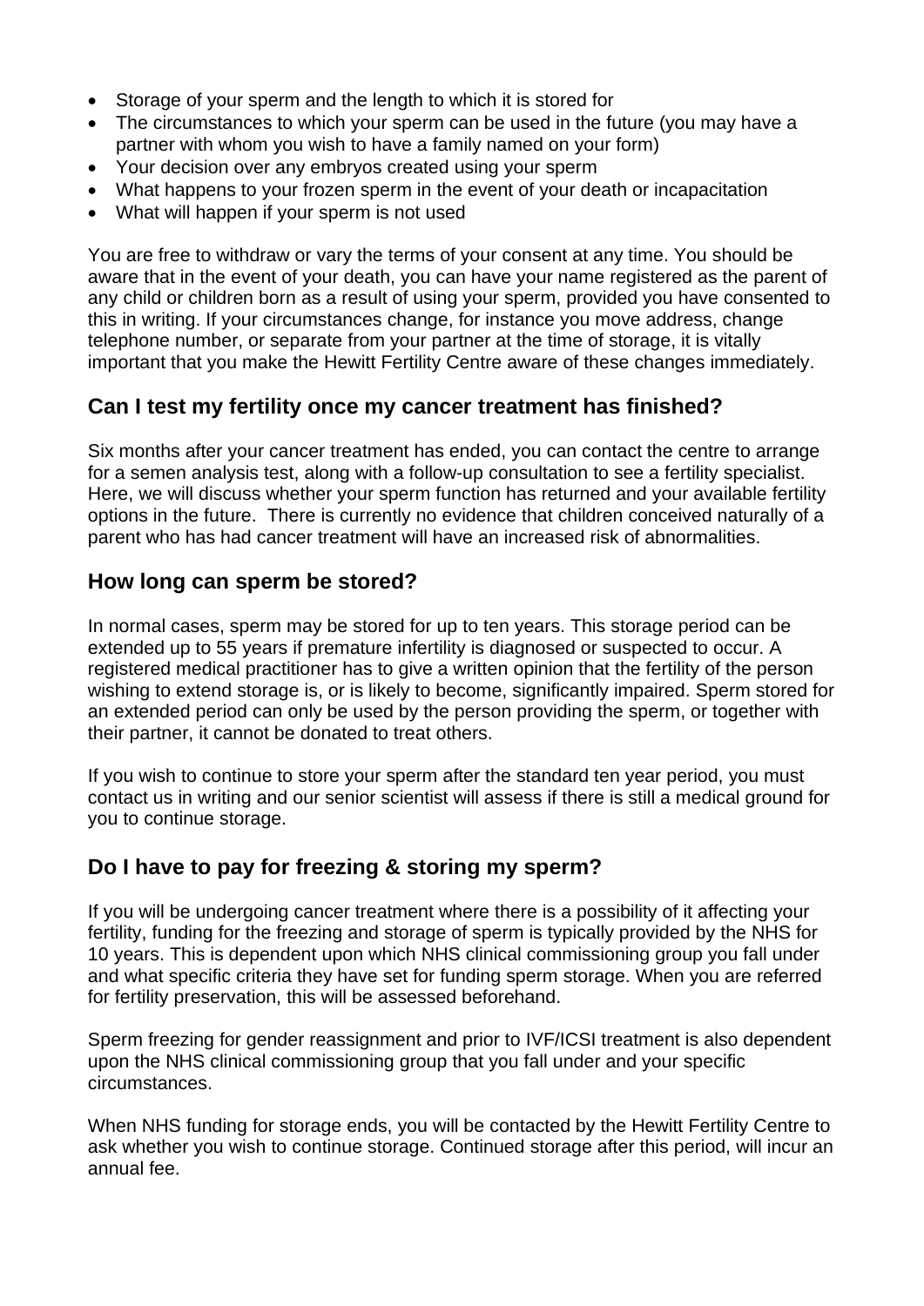- Storage of your sperm and the length to which it is stored for
- The circumstances to which your sperm can be used in the future (you may have a partner with whom you wish to have a family named on your form)
- Your decision over any embryos created using your sperm
- What happens to your frozen sperm in the event of your death or incapacitation
- What will happen if your sperm is not used

You are free to withdraw or vary the terms of your consent at any time. You should be aware that in the event of your death, you can have your name registered as the parent of any child or children born as a result of using your sperm, provided you have consented to this in writing. If your circumstances change, for instance you move address, change telephone number, or separate from your partner at the time of storage, it is vitally important that you make the Hewitt Fertility Centre aware of these changes immediately.

## Can I test my fertility once my cancer treatment has finished?

Six months after your cancer treatment has ended, you can contact the centre to arrange for a semen analysis test, along with a follow-up consultation to see a fertility specialist. Here, we will discuss whether your sperm function has returned and your available fertility options in the future. There is currently no evidence that children conceived naturally of a parent who has had cancer treatment will have an increased risk of abnormalities.

## How long can sperm be stored?

In normal cases, sperm may be stored for up to ten years. This storage period can be extended up to 55 years if premature infertility is diagnosed or suspected to occur. A registered medical practitioner has to give a written opinion that the fertility of the person wishing to extend storage is, or is likely to become, significantly impaired. Sperm stored for an extended period can only be used by the person providing the sperm, or together with their partner, it cannot be donated to treat others.

If you wish to continue to store your sperm after the standard ten year period, you must contact us in writing and our senior scientist will assess if there is still a medical ground for you to continue storage.

## Do I have to pay for freezing & storing my sperm?

If you will be undergoing cancer treatment where there is a possibility of it affecting your fertility, funding for the freezing and storage of sperm is typically provided by the NHS for 10 years. This is dependent upon which NHS clinical commissioning group you fall under and what specific criteria they have set for funding sperm storage. When you are referred for fertility preservation, this will be assessed beforehand.

Sperm freezing for gender reassignment and prior to IVF/ICSI treatment is also dependent upon the NHS clinical commissioning group that you fall under and your specific circumstances.

When NHS funding for storage ends, you will be contacted by the Hewitt Fertility Centre to ask whether you wish to continue storage. Continued storage after this period, will incur an annual fee.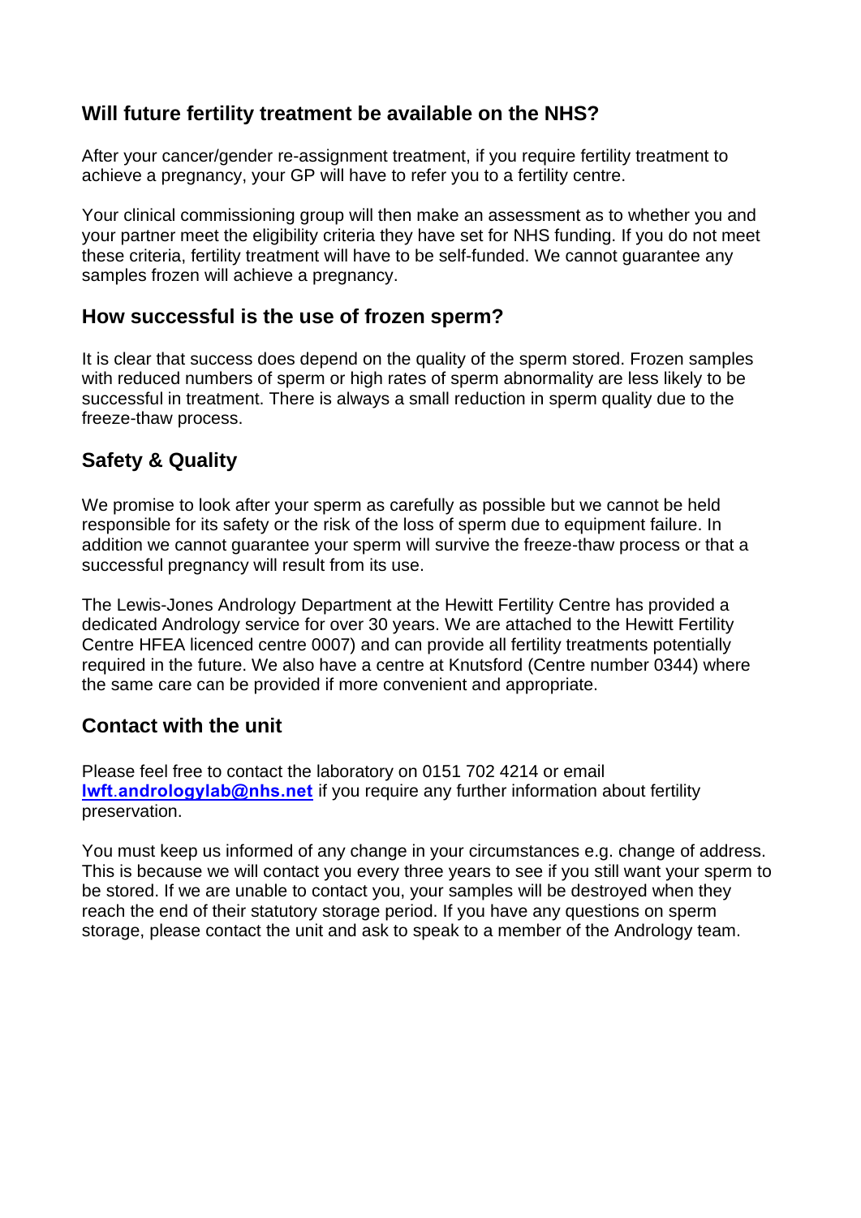## Will future fertility treatment be available on the NHS?

After your cancer/gender re-assignment treatment, if you require fertility treatment to achieve a pregnancy, your GP will have to refer you to a fertility centre.

Your clinical commissioning group will then make an assessment as to whether you and your partner meet the eligibility criteria they have set for NHS funding. If you do not meet these criteria, fertility treatment will have to be self-funded. We cannot guarantee any samples frozen will achieve a pregnancy.

## How successful is the use of frozen sperm?

It is clear that success does depend on the quality of the sperm stored. Frozen samples with reduced numbers of sperm or high rates of sperm abnormality are less likely to be successful in treatment. There is always a small reduction in sperm quality due to the freeze-thaw process.

## Safety & Quality

We promise to look after your sperm as carefully as possible but we cannot be held responsible for its safety or the risk of the loss of sperm due to equipment failure. In addition we cannot guarantee your sperm will survive the freeze-thaw process or that a successful pregnancy will result from its use.

The Lewis-Jones Andrology Department at the Hewitt Fertility Centre has provided a dedicated Andrology service for over 30 years. We are attached to the Hewitt Fertility Centre HFEA licenced centre 0007) and can provide all fertility treatments potentially required in the future. We also have a centre at Knutsford (Centre number 0344) where the same care can be provided if more convenient and appropriate.

## Contact with the unit

Please feel free to contact the laboratory on 0151 702 4214 or email **lwft.andrologylab@nhs.net** if you require any further information about fertility preservation.

You must keep us informed of any change in your circumstances e.g. change of address. This is because we will contact you every three years to see if you still want your sperm to be stored. If we are unable to contact you, your samples will be destroyed when they reach the end of their statutory storage period. If you have any questions on sperm storage, please contact the unit and ask to speak to a member of the Andrology team.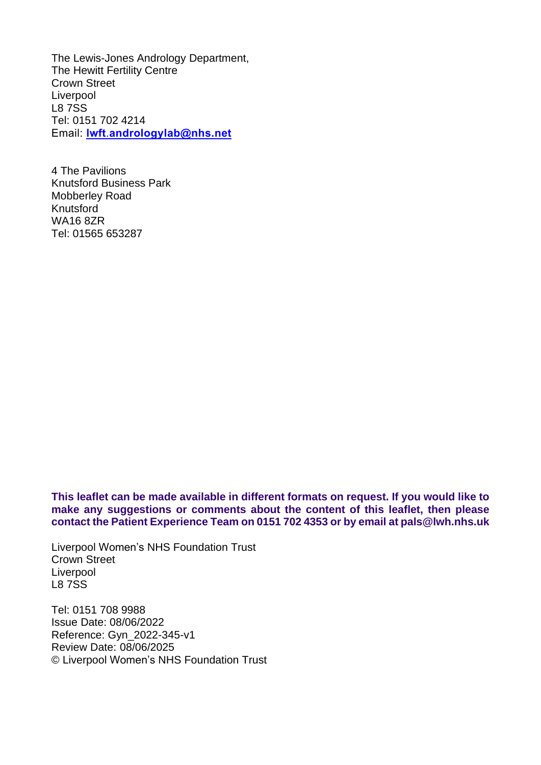The Lewis-Jones Andrology Department,
The Hewitt Fertility Centre
Crown Street
Liverpool
L8 7SS
Tel: 0151 702 4214
Email: **lwft.andrologylab@nhs.net**

4 The Pavilions
Knutsford Business Park
Mobberley Road
Knutsford
WA16 8ZR
Tel: 01565 653287

**This leaflet can be made available in different formats on request. If you would like to make any suggestions or comments about the content of this leaflet, then please contact the Patient Experience Team on 0151 702 4353 or by email at pals@lwh.nhs.uk**

Liverpool Women's NHS Foundation Trust
Crown Street
Liverpool
L8 7SS

Tel: 0151 708 9988
Issue Date: 08/06/2022
Reference: Gyn_2022-345-v1
Review Date: 08/06/2025
© Liverpool Women's NHS Foundation Trust